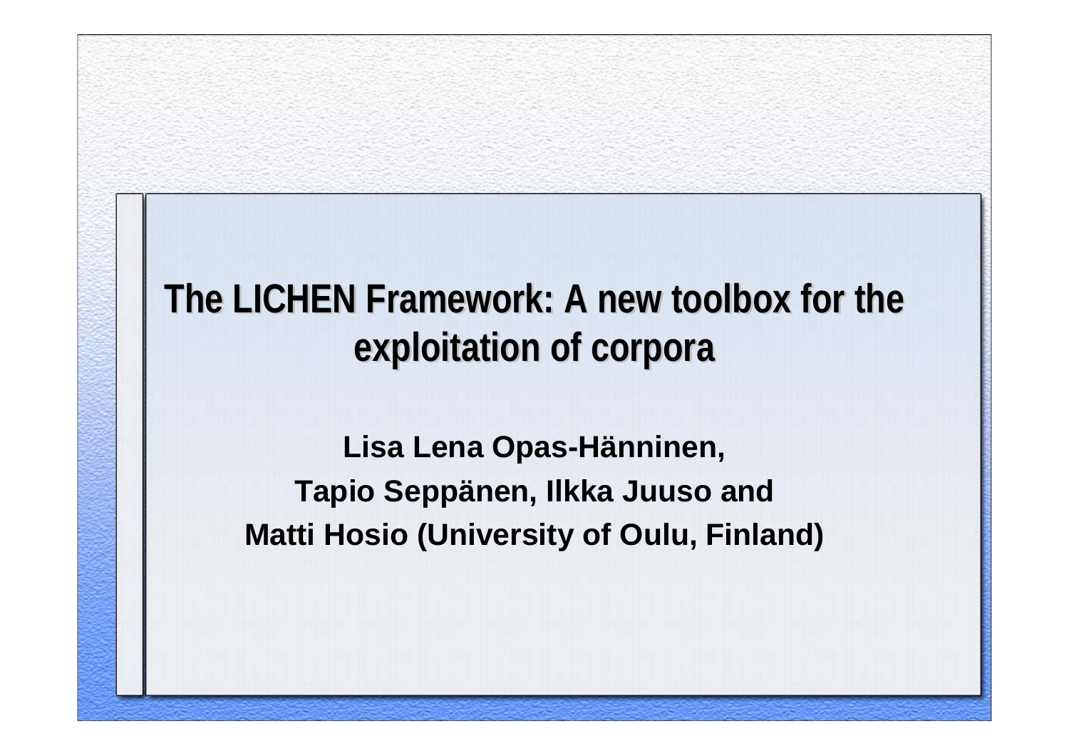# The LICHEN Framework: A new toolbox for the exploitation of corpora

**Lisa Lena Opas-Hänninen,**

**Tapio Seppänen, Ilkka Juuso and**

**Matti Hosio (University of Oulu, Finland)**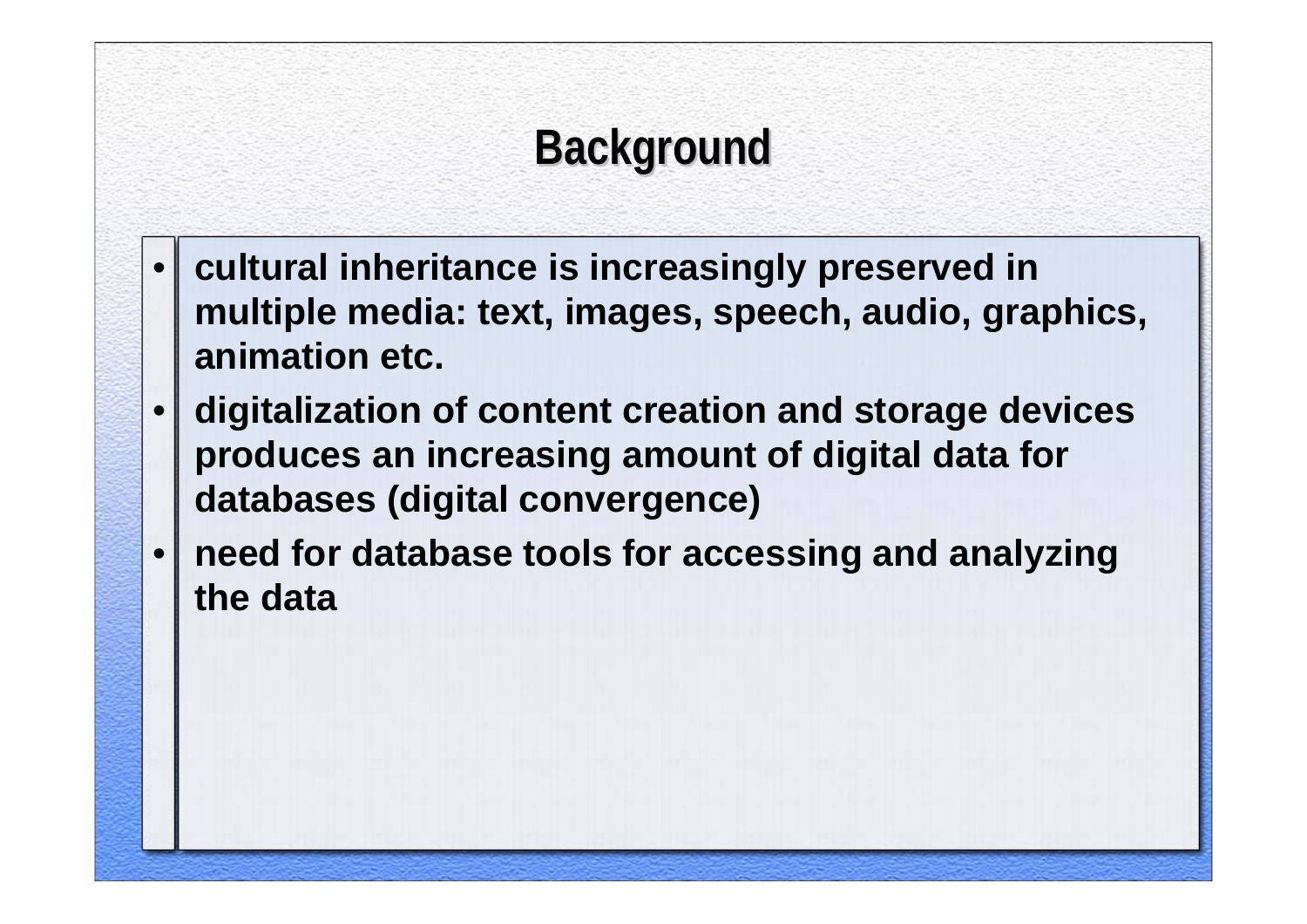# Background

- **cultural inheritance is increasingly preserved in multiple media: text, images, speech, audio, graphics, animation etc.**
- **digitalization of content creation and storage devices produces an increasing amount of digital data for databases (digital convergence)**
- **need for database tools for accessing and analyzing the data**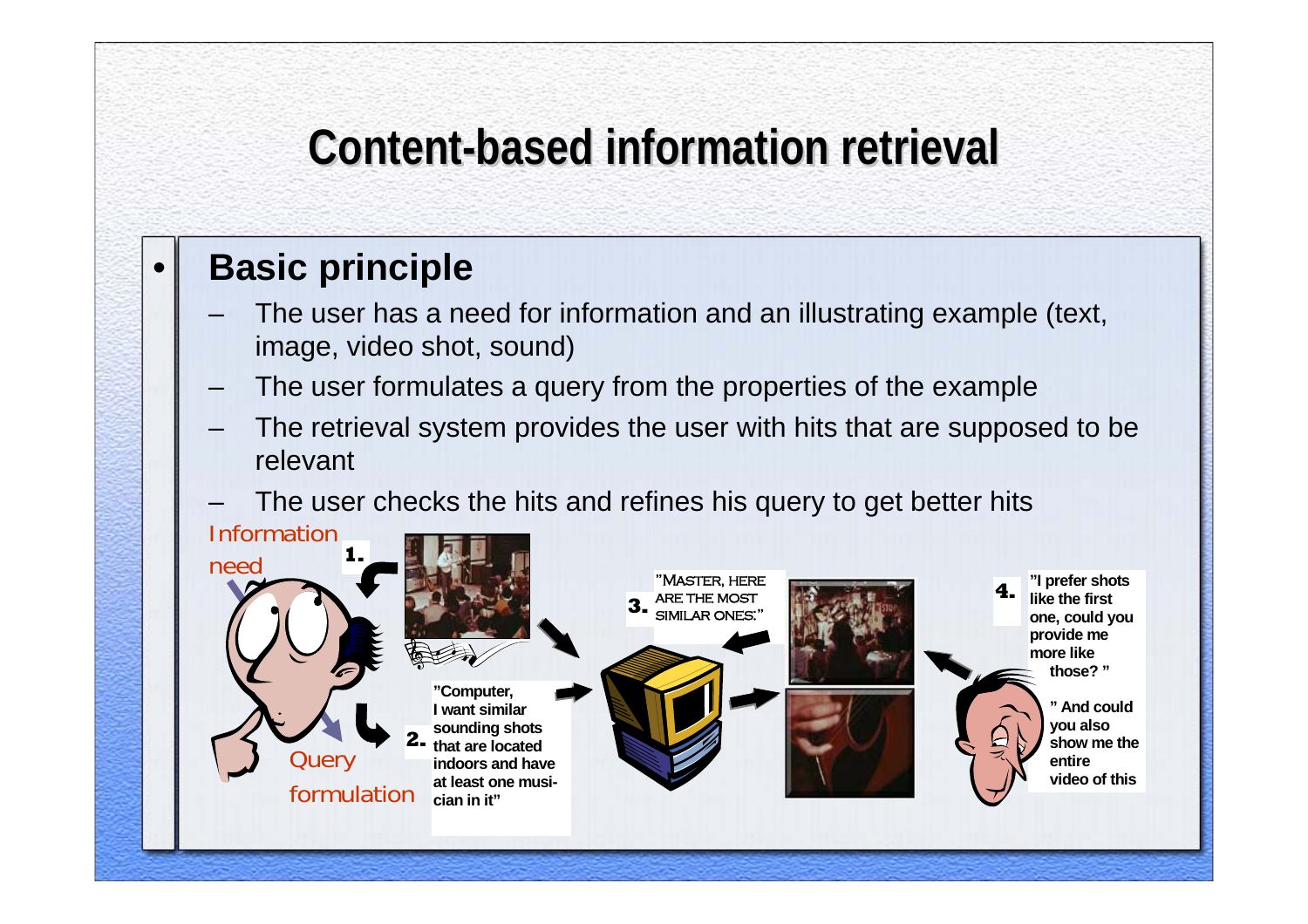# Content-based information retrieval

- **Basic principle**
  - The user has a need for information and an illustrating example (text, image, video shot, sound)
  - The user formulates a query from the properties of the example
  - The retrieval system provides the user with hits that are supposed to be relevant
  - The user checks the hits and refines his query to get better hits

Information need

1.

Query formulation

2. "Computer, I want similar sounding shots that are located indoors and have at least one musician in it"

3. "Master, here are the most similar ones:"

4. "I prefer shots like the first one, could you provide me more like those? "

" And could you also show me the entire video of this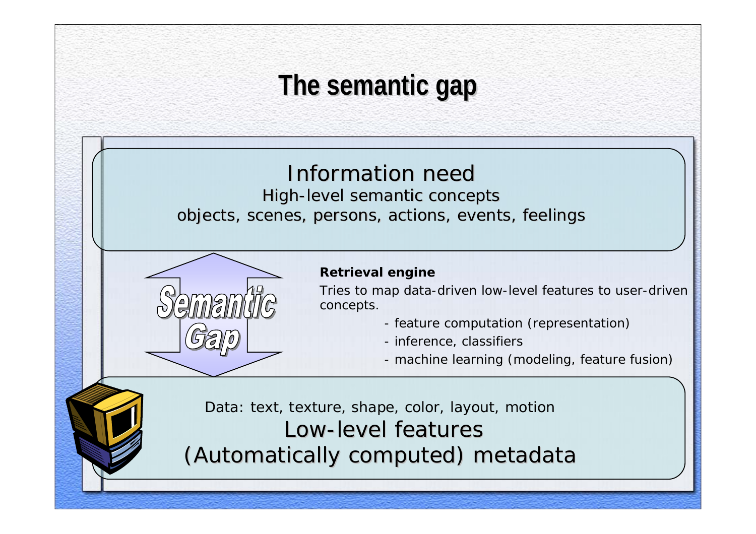# The semantic gap

## Information need

High-level semantic concepts

objects, scenes, persons, actions, events, feelings

Semantic Gap

**Retrieval engine**

Tries to map data-driven low-level features to user-driven concepts.

- feature computation (representation)
- inference, classifiers
- machine learning (modeling, feature fusion)

Data: text, texture, shape, color, layout, motion

## Low-level features

(Automatically computed) metadata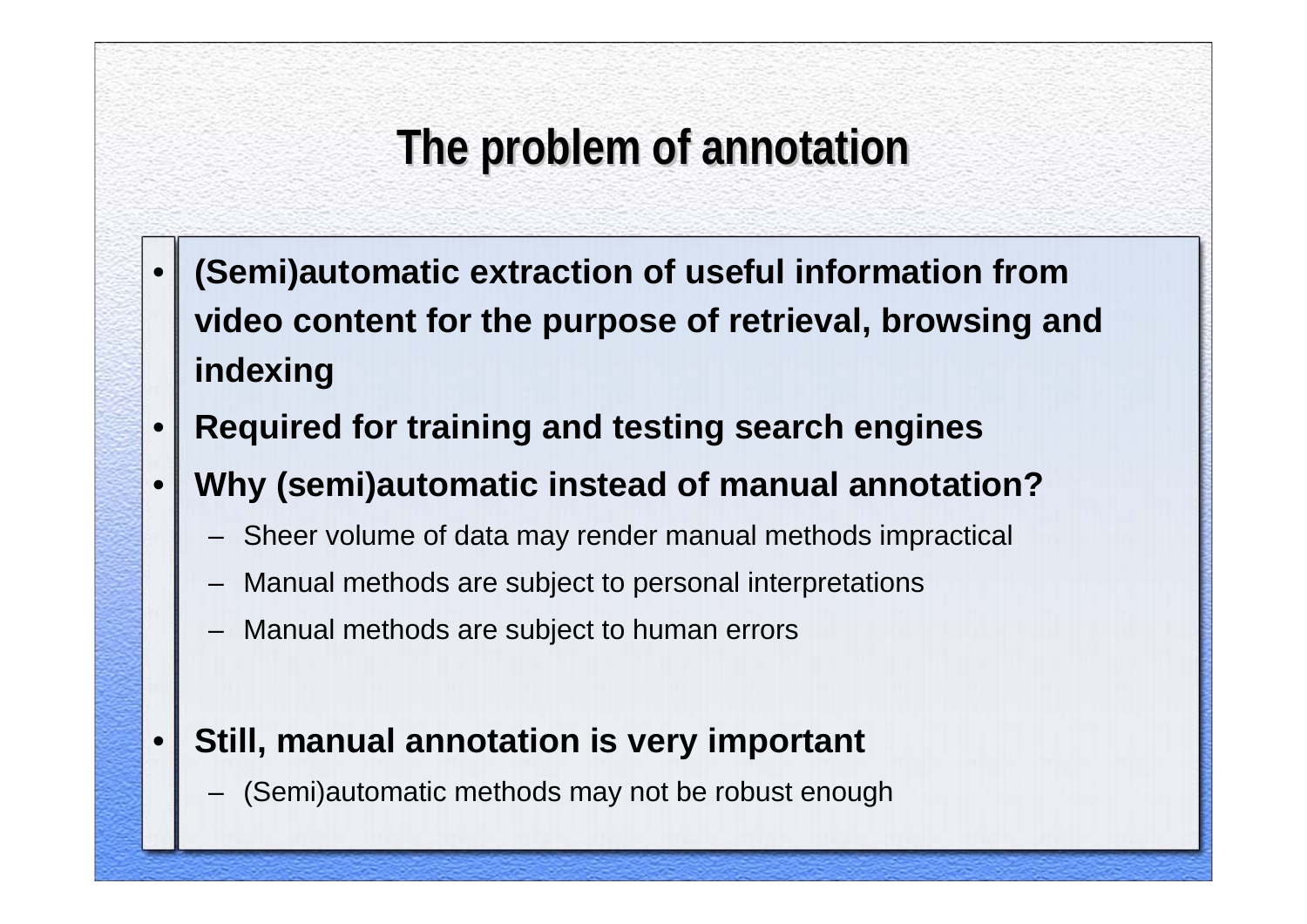# The problem of annotation

- **(Semi)automatic extraction of useful information from video content for the purpose of retrieval, browsing and indexing**
- **Required for training and testing search engines**
- **Why (semi)automatic instead of manual annotation?**
  - Sheer volume of data may render manual methods impractical
  - Manual methods are subject to personal interpretations
  - Manual methods are subject to human errors
- **Still, manual annotation is very important**
  - (Semi)automatic methods may not be robust enough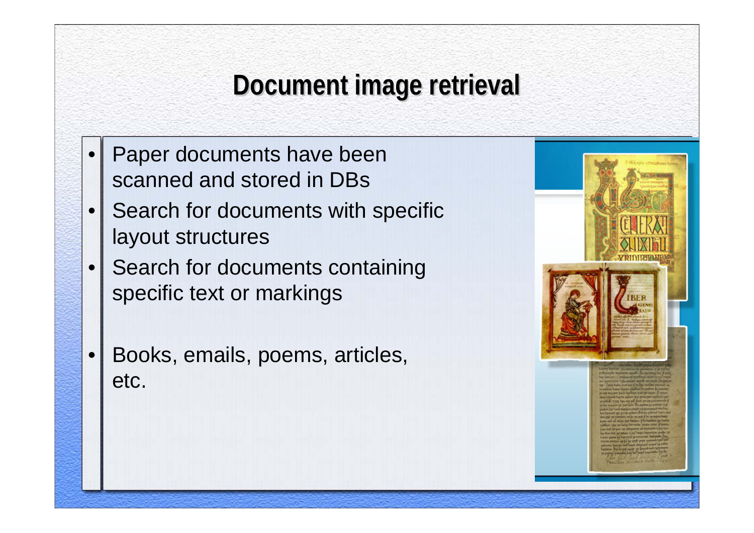# Document image retrieval

- Paper documents have been scanned and stored in DBs
- Search for documents with specific layout structures
- Search for documents containing specific text or markings
- Books, emails, poems, articles, etc.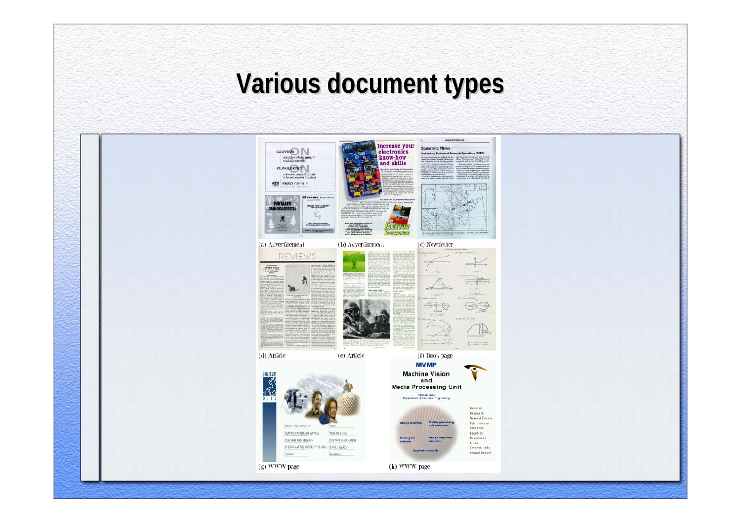# Various document types

(a) Advertisement

(b) Advertisement

(c) Newsletter

(d) Article

(e) Article

(f) Book page

(g) WWW page

(h) WWW page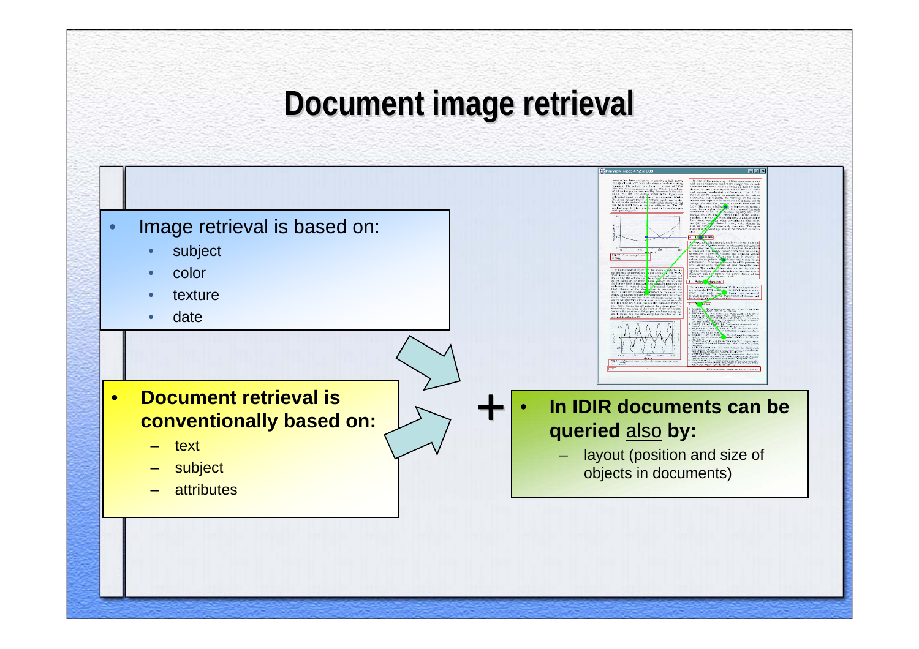# Document image retrieval

- Image retrieval is based on:
  - subject
  - color
  - texture
  - date

- **Document retrieval is conventionally based on:**
  - text
  - subject
  - attributes

+

- **In IDIR documents can be queried also by:**
  - layout (position and size of objects in documents)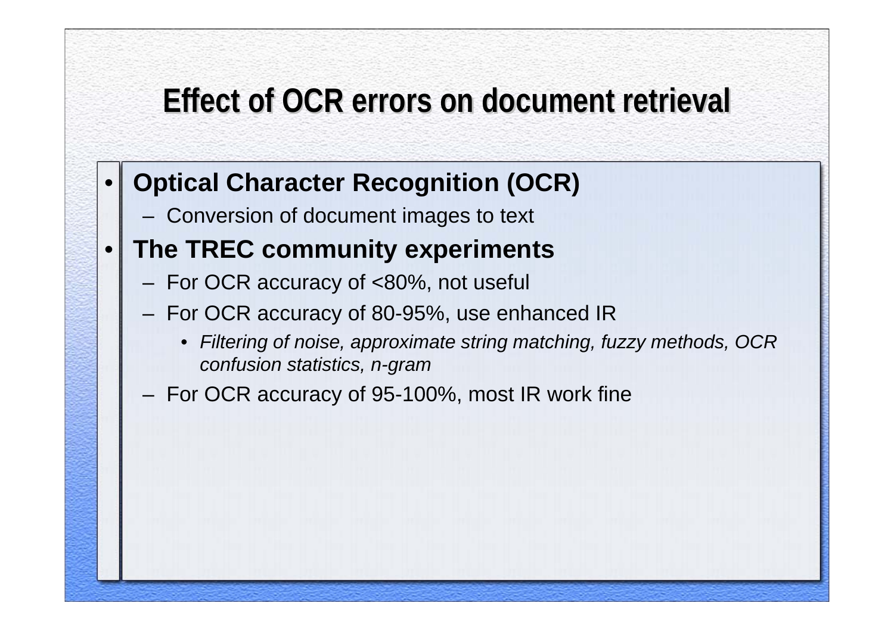# Effect of OCR errors on document retrieval

- **Optical Character Recognition (OCR)**
  - Conversion of document images to text
- **The TREC community experiments**
  - For OCR accuracy of <80%, not useful
  - For OCR accuracy of 80-95%, use enhanced IR
    - *Filtering of noise, approximate string matching, fuzzy methods, OCR confusion statistics, n-gram*
  - For OCR accuracy of 95-100%, most IR work fine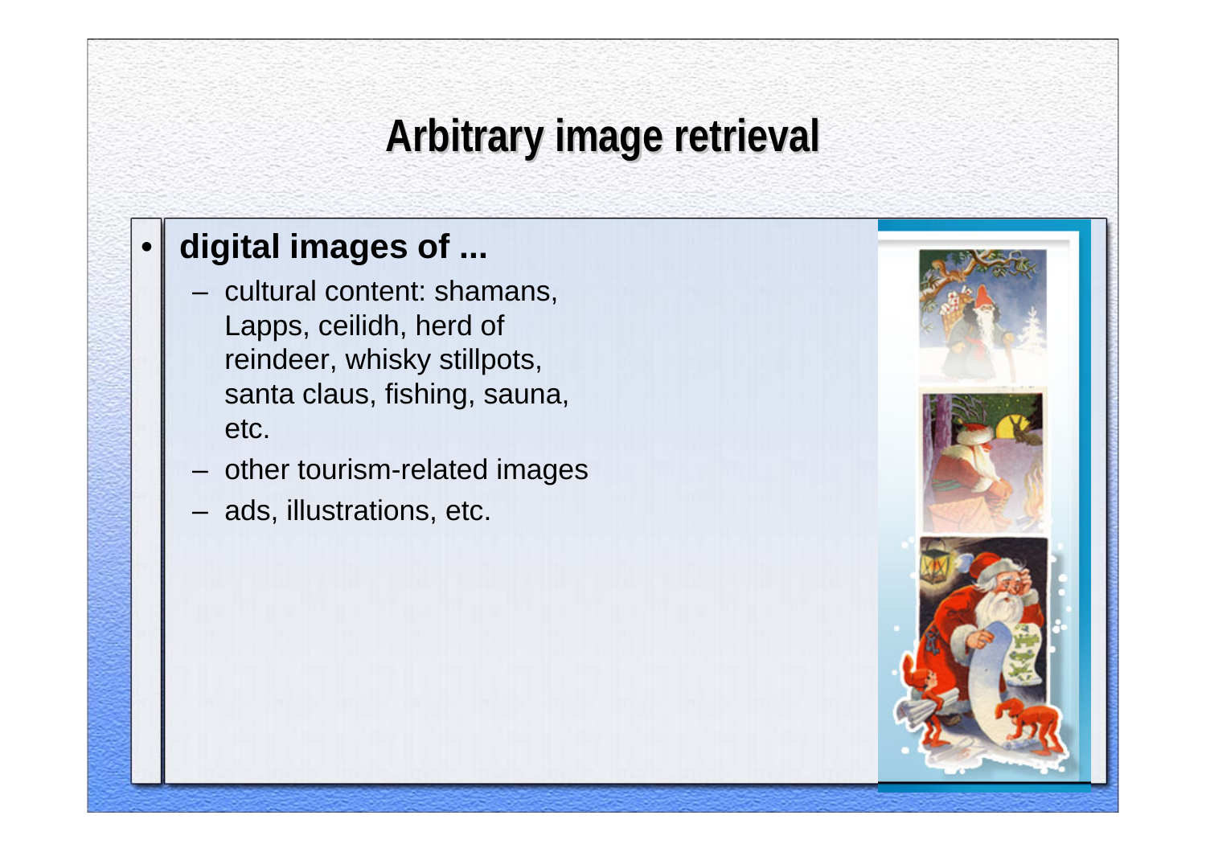# Arbitrary image retrieval

- **digital images of ...**
  - cultural content: shamans, Lapps, ceilidh, herd of reindeer, whisky stillpots, santa claus, fishing, sauna, etc.
  - other tourism-related images
  - ads, illustrations, etc.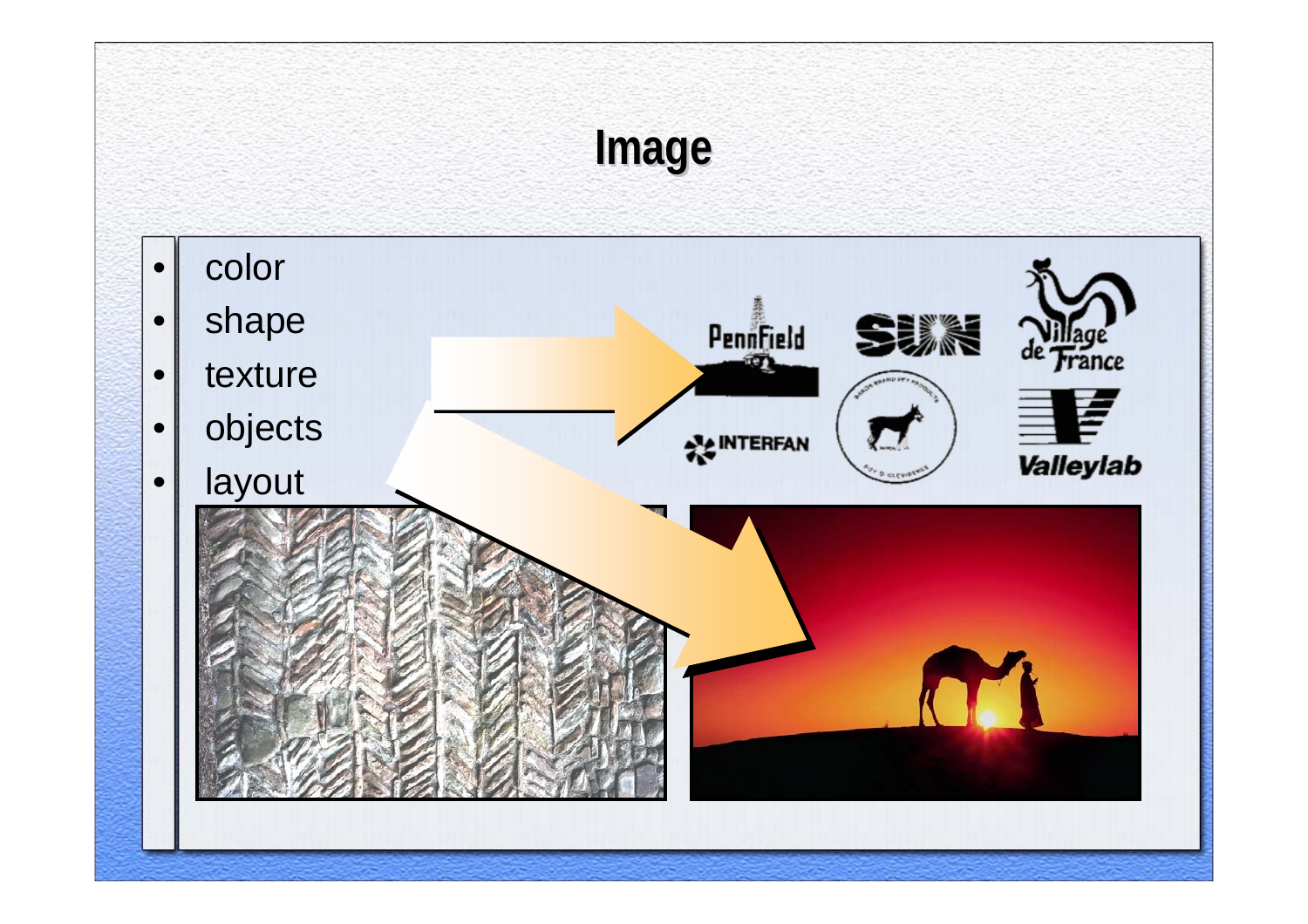# Image

- color
- shape
- texture
- objects
- layout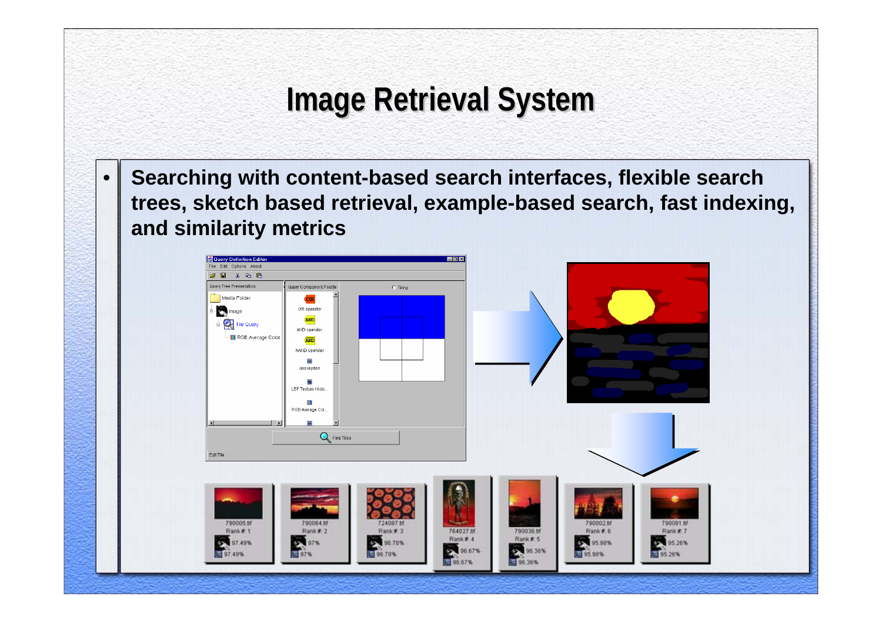# Image Retrieval System

- **Searching with content-based search interfaces, flexible search trees, sketch based retrieval, example-based search, fast indexing, and similarity metrics**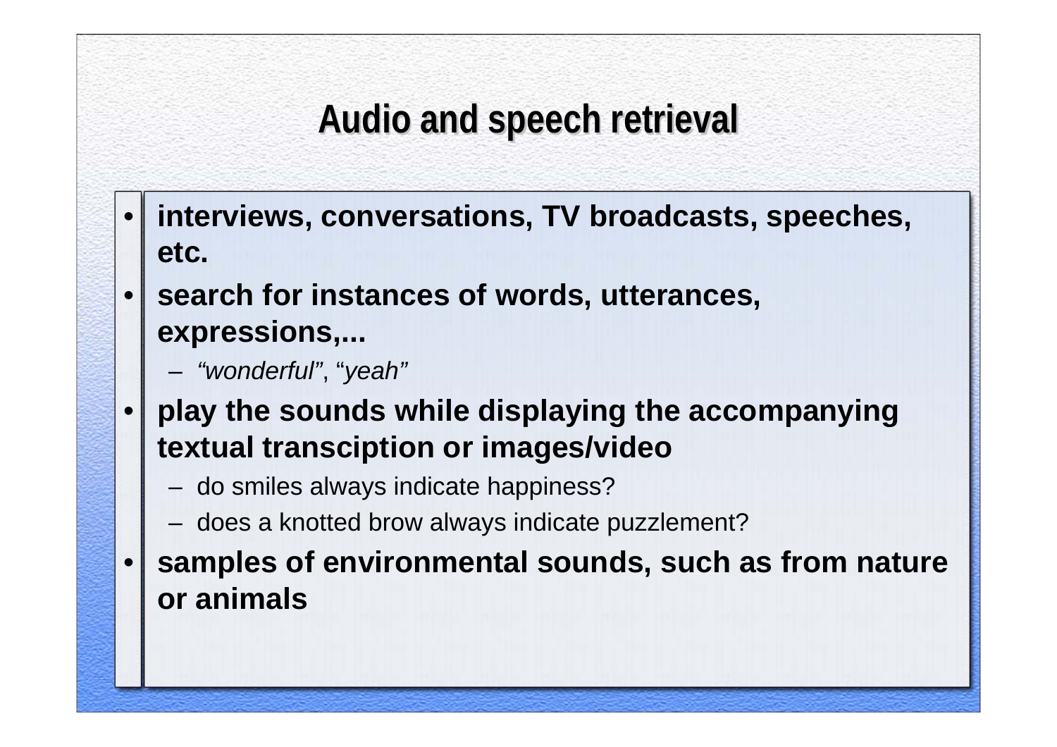# Audio and speech retrieval

- **interviews, conversations, TV broadcasts, speeches, etc.**
- **search for instances of words, utterances, expressions,...**
  - *"wonderful"*, "*yeah"*
- **play the sounds while displaying the accompanying textual transciption or images/video**
  - do smiles always indicate happiness?
  - does a knotted brow always indicate puzzlement?
- **samples of environmental sounds, such as from nature or animals**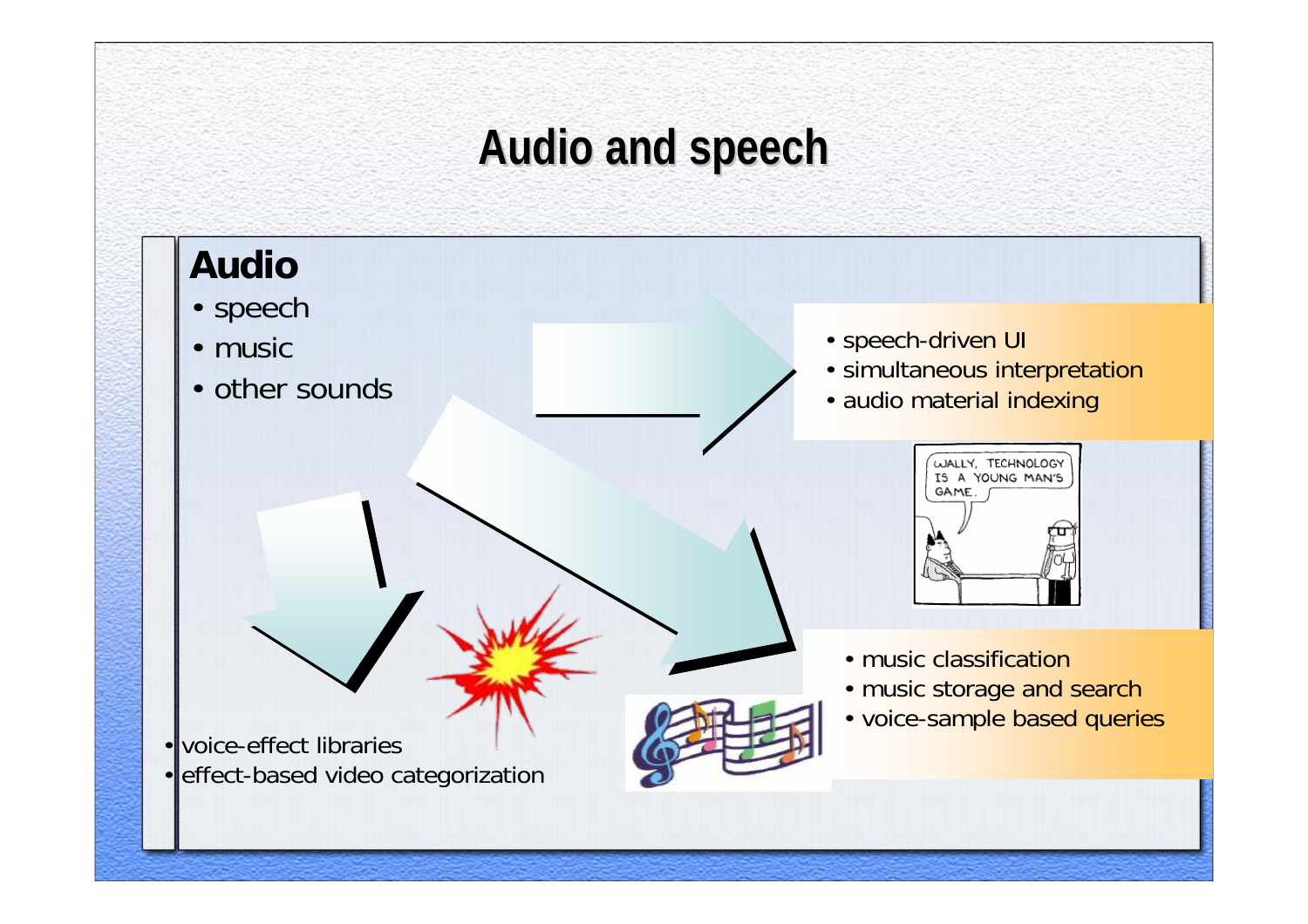# Audio and speech

## Audio

- speech
- music
- other sounds

- speech-driven UI
- simultaneous interpretation
- audio material indexing

- music classification
- music storage and search
- voice-sample based queries

- voice-effect libraries
- effect-based video categorization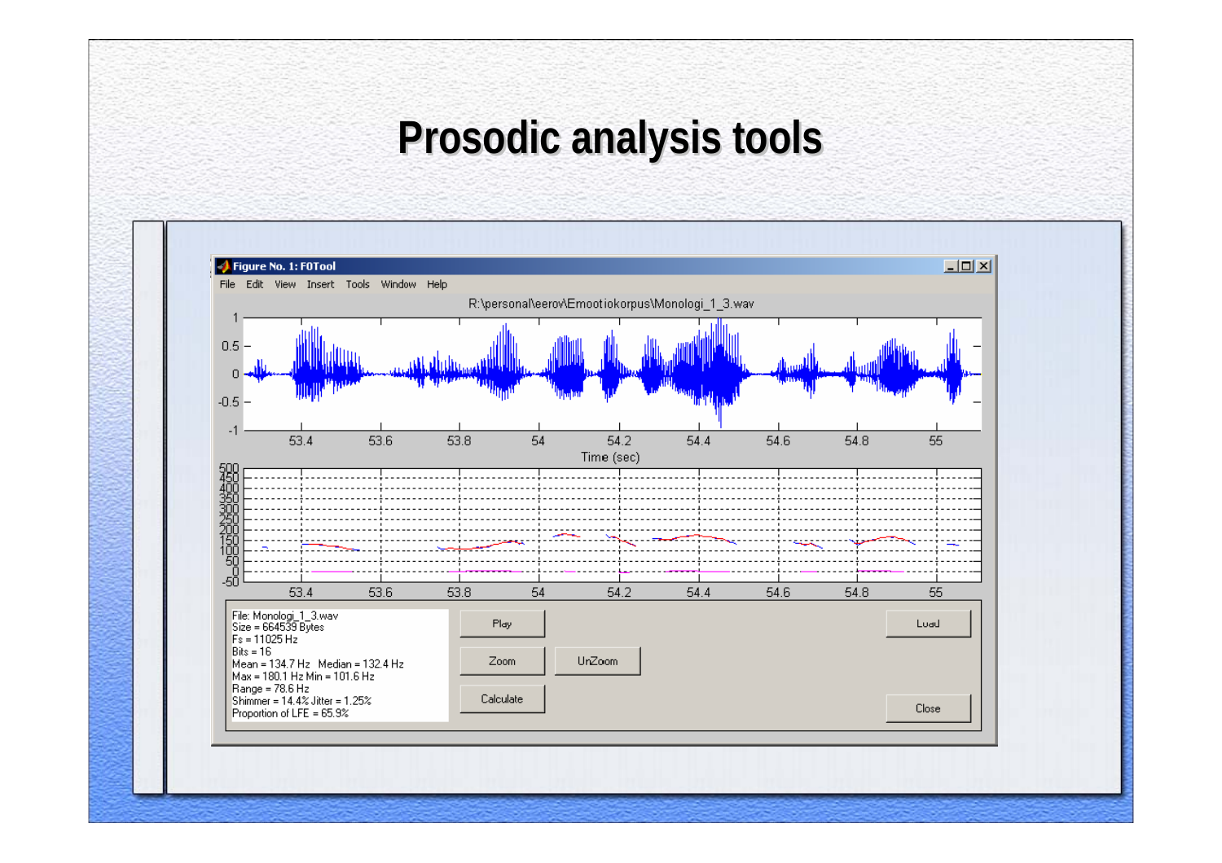# Prosodic analysis tools

Figure No. 1: F0Tool

File Edit View Insert Tools Window Help

R:\personal\eerov\Emootiokorpus\Monologi_1_3.wav

Time (sec)

File: Monologi_1_3.wav
Size = 664539 Bytes
Fs = 11025 Hz
Bits = 16
Mean = 134.7 Hz Median = 132.4 Hz
Max = 180.1 Hz Min = 101.6 Hz
Range = 78.6 Hz
Shimmer = 14.4% Jitter = 1.25%
Proportion of LFE = 65.9%

Play

Zoom

UnZoom

Calculate

Load

Close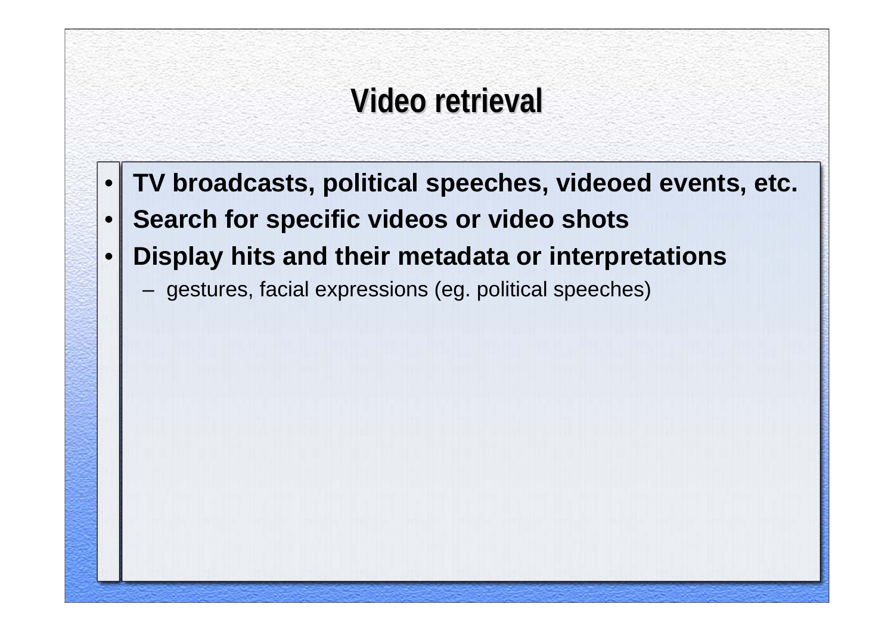# Video retrieval

- **TV broadcasts, political speeches, videoed events, etc.**
- **Search for specific videos or video shots**
- **Display hits and their metadata or interpretations**
  - gestures, facial expressions (eg. political speeches)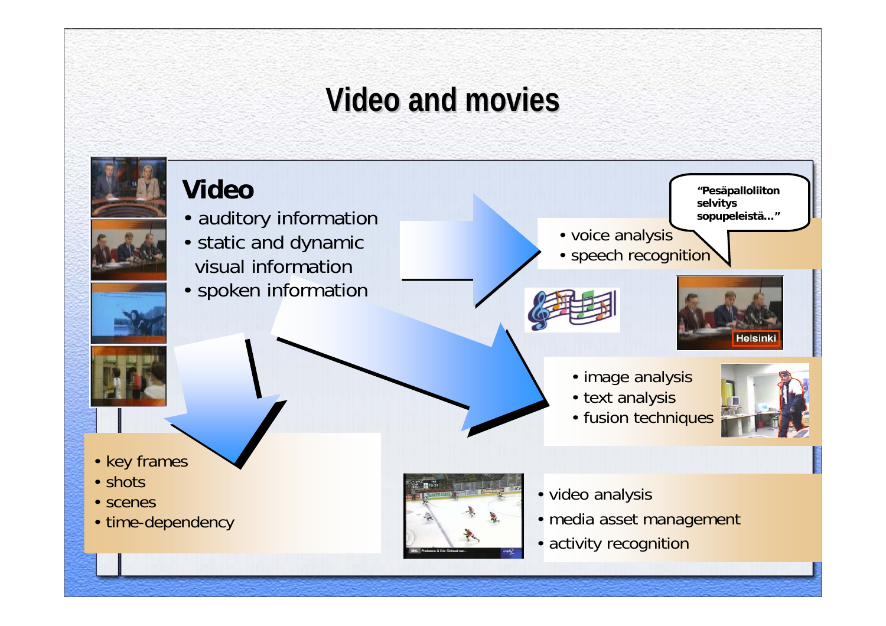# Video and movies

## Video

- auditory information
- static and dynamic visual information
- spoken information

"Pesäpalloliiton selvitys sopupeleistä..."

- voice analysis
- speech recognition

Helsinki

- image analysis
- text analysis
- fusion techniques

- key frames
- shots
- scenes
- time-dependency

- video analysis
- media asset management
- activity recognition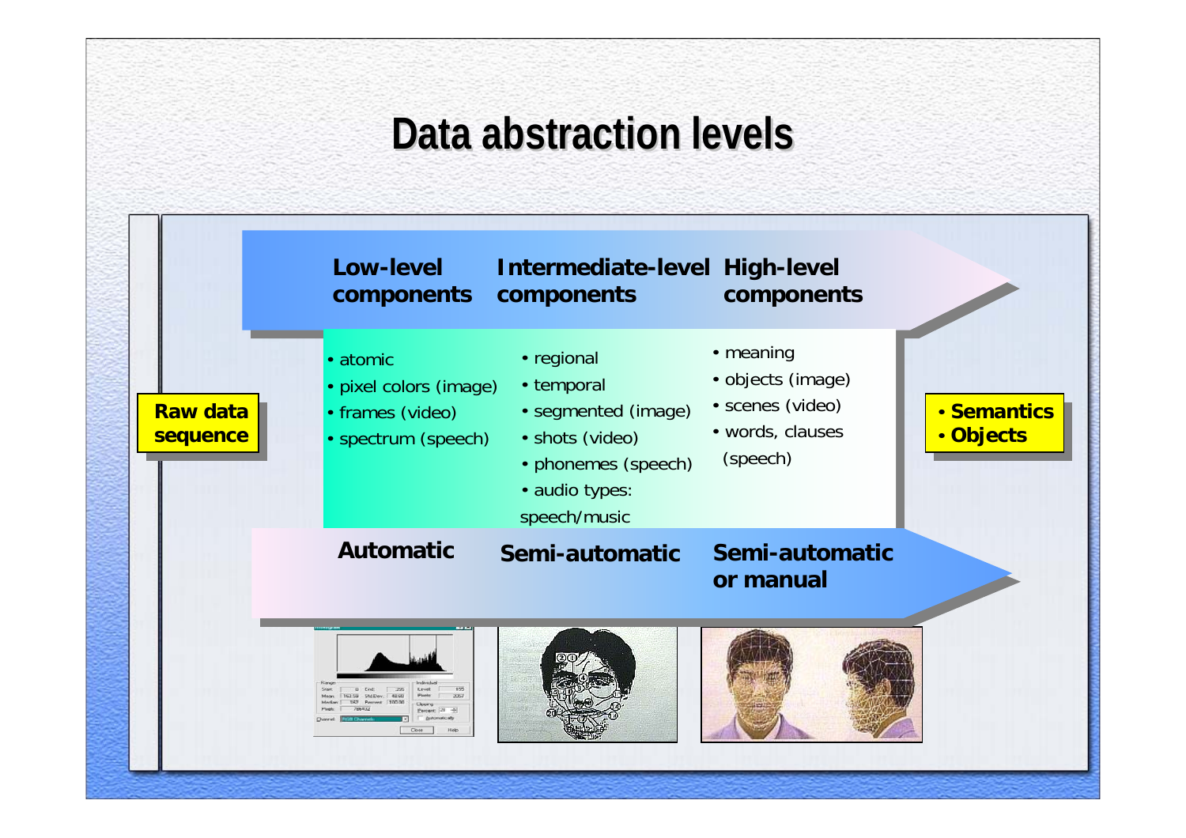# Data abstraction levels

**Raw data sequence**

| Low-level components | Intermediate-level components | High-level components |
|---|---|---|
| • atomic<br>• pixel colors (image)<br>• frames (video)<br>• spectrum (speech) | • regional<br>• temporal<br>• segmented (image)<br>• shots (video)<br>• phonemes (speech)<br>• audio types: speech/music | • meaning<br>• objects (image)<br>• scenes (video)<br>• words, clauses (speech) |
| **Automatic** | **Semi-automatic** | **Semi-automatic or manual** |

- **Semantics**
- **Objects**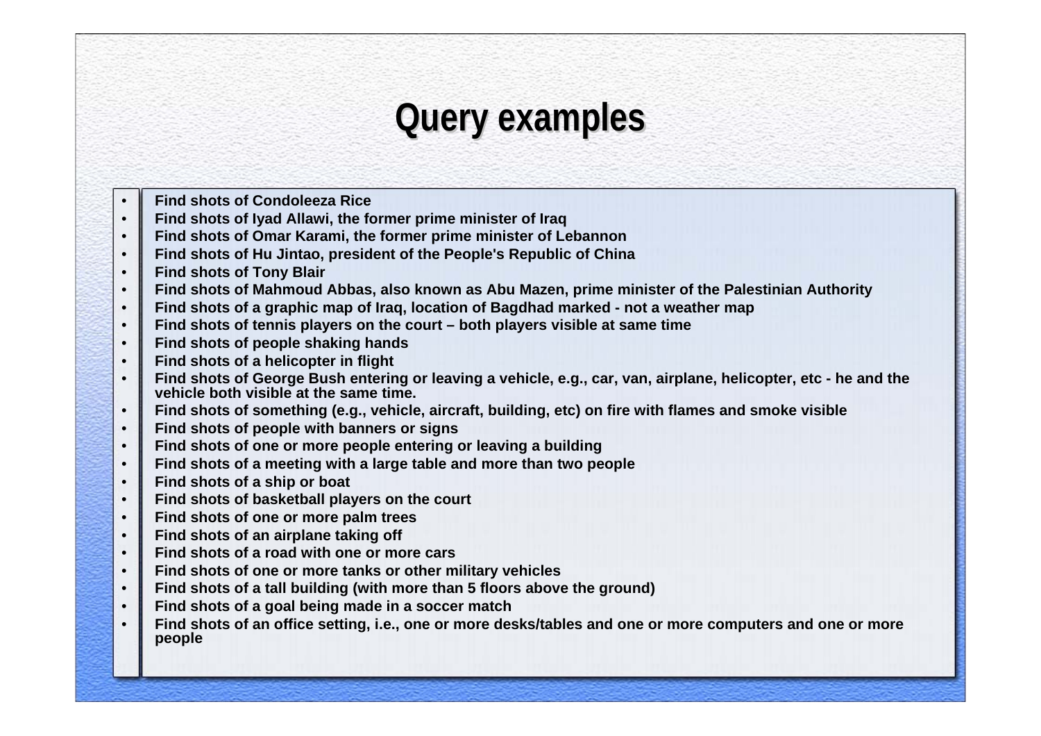# Query examples

- **Find shots of Condoleeza Rice**
- **Find shots of Iyad Allawi, the former prime minister of Iraq**
- **Find shots of Omar Karami, the former prime minister of Lebannon**
- **Find shots of Hu Jintao, president of the People's Republic of China**
- **Find shots of Tony Blair**
- **Find shots of Mahmoud Abbas, also known as Abu Mazen, prime minister of the Palestinian Authority**
- **Find shots of a graphic map of Iraq, location of Bagdhad marked - not a weather map**
- **Find shots of tennis players on the court – both players visible at same time**
- **Find shots of people shaking hands**
- **Find shots of a helicopter in flight**
- **Find shots of George Bush entering or leaving a vehicle, e.g., car, van, airplane, helicopter, etc - he and the vehicle both visible at the same time.**
- **Find shots of something (e.g., vehicle, aircraft, building, etc) on fire with flames and smoke visible**
- **Find shots of people with banners or signs**
- **Find shots of one or more people entering or leaving a building**
- **Find shots of a meeting with a large table and more than two people**
- **Find shots of a ship or boat**
- **Find shots of basketball players on the court**
- **Find shots of one or more palm trees**
- **Find shots of an airplane taking off**
- **Find shots of a road with one or more cars**
- **Find shots of one or more tanks or other military vehicles**
- **Find shots of a tall building (with more than 5 floors above the ground)**
- **Find shots of a goal being made in a soccer match**
- **Find shots of an office setting, i.e., one or more desks/tables and one or more computers and one or more people**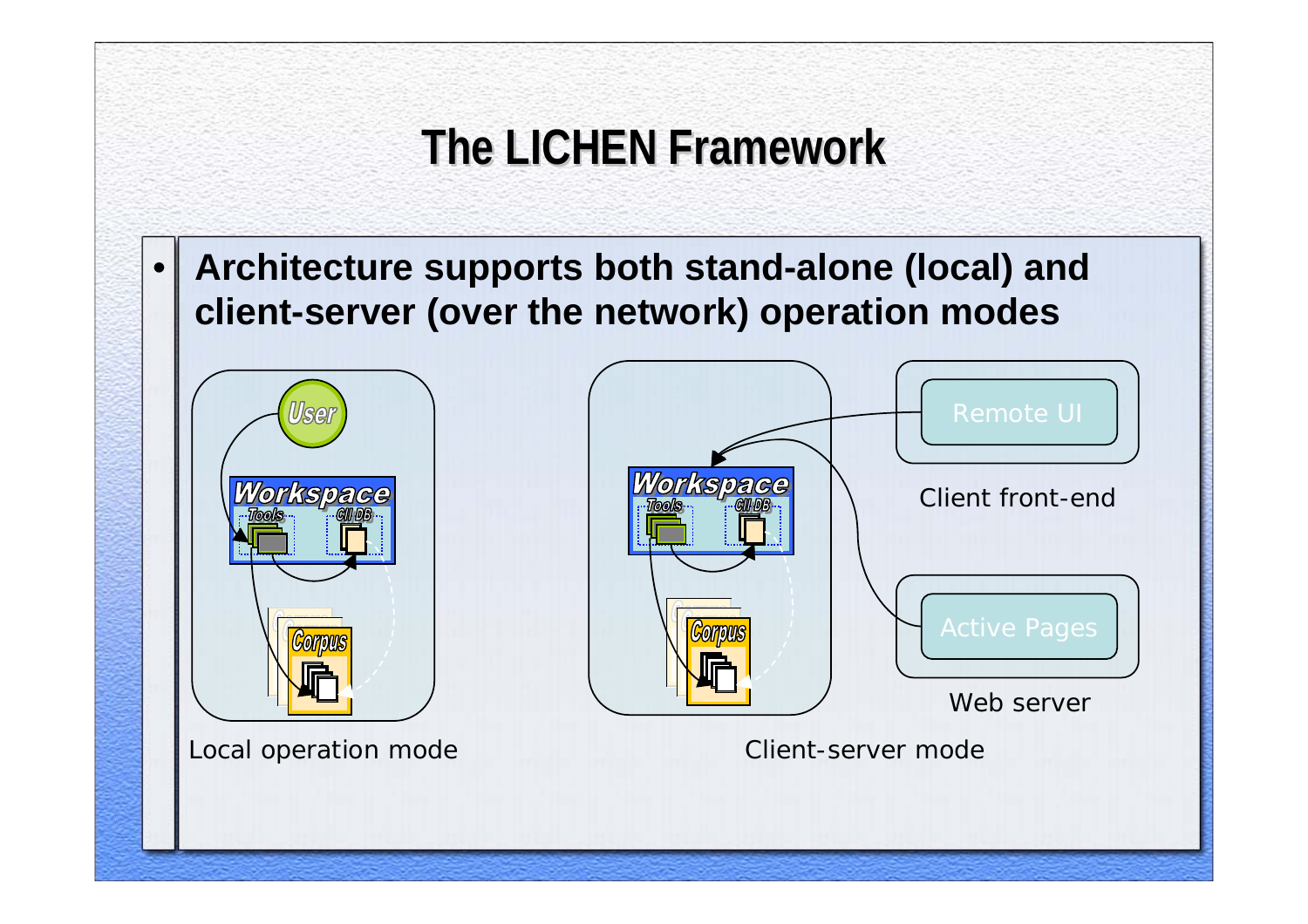# The LICHEN Framework

- **Architecture supports both stand-alone (local) and client-server (over the network) operation modes**

Local operation mode

Client-server mode

Client front-end

Web server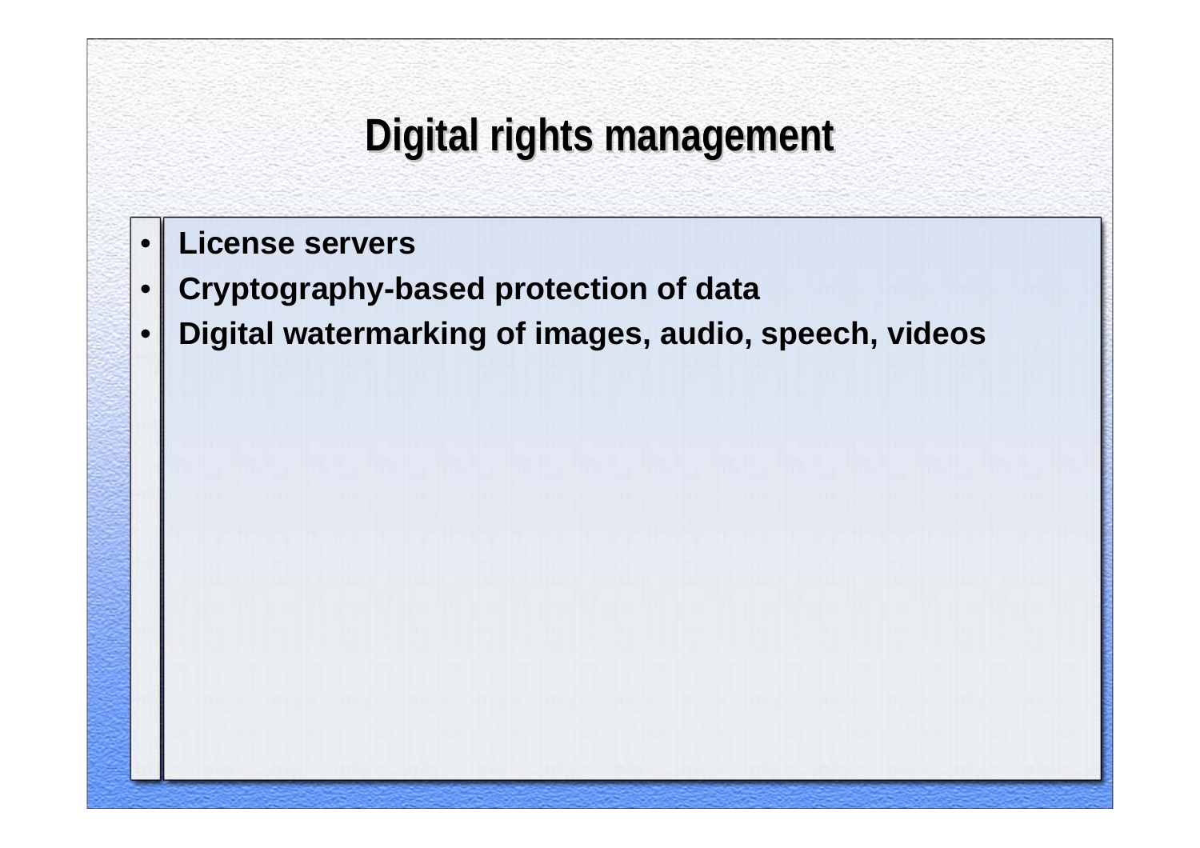# Digital rights management

- **License servers**
- **Cryptography-based protection of data**
- **Digital watermarking of images, audio, speech, videos**